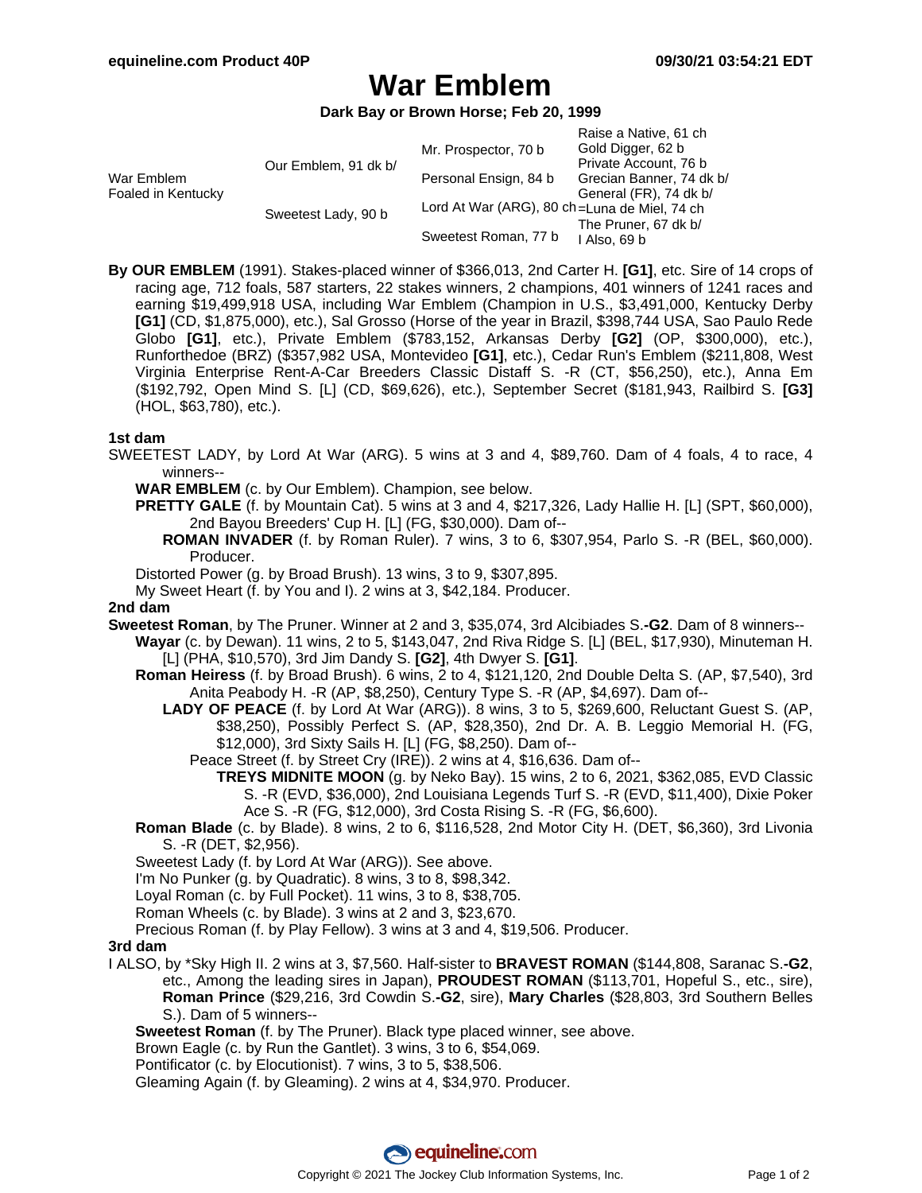# War Emblem

**Dark Bay or Brown Horse; Feb 20, 1999**

| | | | |
|---|---|---|---|
| War Emblem<br>Foaled in Kentucky | Our Emblem, 91 dk b/ | Mr. Prospector, 70 b | Raise a Native, 61 ch |
| | | | Gold Digger, 62 b |
| | | Personal Ensign, 84 b | Private Account, 76 b |
| | | | Grecian Banner, 74 dk b/ |
| | Sweetest Lady, 90 b | Lord At War (ARG), 80 ch | General (FR), 74 dk b/ |
| | | | =Luna de Miel, 74 ch |
| | | Sweetest Roman, 77 b | The Pruner, 67 dk b/ |
| | | | I Also, 69 b |

**By OUR EMBLEM** (1991). Stakes-placed winner of $366,013, 2nd Carter H. **[G1]**, etc. Sire of 14 crops of racing age, 712 foals, 587 starters, 22 stakes winners, 2 champions, 401 winners of 1241 races and earning $19,499,918 USA, including War Emblem (Champion in U.S., $3,491,000, Kentucky Derby **[G1]** (CD, $1,875,000), etc.), Sal Grosso (Horse of the year in Brazil, $398,744 USA, Sao Paulo Rede Globo **[G1]**, etc.), Private Emblem ($783,152, Arkansas Derby **[G2]** (OP, $300,000), etc.), Runforthedoe (BRZ) ($357,982 USA, Montevideo **[G1]**, etc.), Cedar Run's Emblem ($211,808, West Virginia Enterprise Rent-A-Car Breeders Classic Distaff S. -R (CT, $56,250), etc.), Anna Em ($192,792, Open Mind S. [L] (CD, $69,626), etc.), September Secret ($181,943, Railbird S. **[G3]** (HOL, $63,780), etc.).

**1st dam**

SWEETEST LADY, by Lord At War (ARG). 5 wins at 3 and 4, $89,760. Dam of 4 foals, 4 to race, 4 winners--

- **WAR EMBLEM** (c. by Our Emblem). Champion, see below.
- **PRETTY GALE** (f. by Mountain Cat). 5 wins at 3 and 4, $217,326, Lady Hallie H. [L] (SPT, $60,000), 2nd Bayou Breeders' Cup H. [L] (FG, $30,000). Dam of--
  - **ROMAN INVADER** (f. by Roman Ruler). 7 wins, 3 to 6, $307,954, Parlo S. -R (BEL, $60,000). Producer.
- Distorted Power (g. by Broad Brush). 13 wins, 3 to 9, $307,895.
- My Sweet Heart (f. by You and I). 2 wins at 3, $42,184. Producer.

**2nd dam**

**Sweetest Roman**, by The Pruner. Winner at 2 and 3, $35,074, 3rd Alcibiades S.**-G2**. Dam of 8 winners--

- **Wayar** (c. by Dewan). 11 wins, 2 to 5, $143,047, 2nd Riva Ridge S. [L] (BEL, $17,930), Minuteman H. [L] (PHA, $10,570), 3rd Jim Dandy S. **[G2]**, 4th Dwyer S. **[G1]**.
- **Roman Heiress** (f. by Broad Brush). 6 wins, 2 to 4, $121,120, 2nd Double Delta S. (AP, $7,540), 3rd Anita Peabody H. -R (AP, $8,250), Century Type S. -R (AP, $4,697). Dam of--
  - **LADY OF PEACE** (f. by Lord At War (ARG)). 8 wins, 3 to 5, $269,600, Reluctant Guest S. (AP, $38,250), Possibly Perfect S. (AP, $28,350), 2nd Dr. A. B. Leggio Memorial H. (FG, $12,000), 3rd Sixty Sails H. [L] (FG, $8,250). Dam of--
    - Peace Street (f. by Street Cry (IRE)). 2 wins at 4, $16,636. Dam of--
      - **TREYS MIDNITE MOON** (g. by Neko Bay). 15 wins, 2 to 6, 2021, $362,085, EVD Classic S. -R (EVD, $36,000), 2nd Louisiana Legends Turf S. -R (EVD, $11,400), Dixie Poker Ace S. -R (FG, $12,000), 3rd Costa Rising S. -R (FG, $6,600).
- **Roman Blade** (c. by Blade). 8 wins, 2 to 6, $116,528, 2nd Motor City H. (DET, $6,360), 3rd Livonia S. -R (DET, $2,956).
- Sweetest Lady (f. by Lord At War (ARG)). See above.
- I'm No Punker (g. by Quadratic). 8 wins, 3 to 8, $98,342.
- Loyal Roman (c. by Full Pocket). 11 wins, 3 to 8, $38,705.
- Roman Wheels (c. by Blade). 3 wins at 2 and 3, $23,670.
- Precious Roman (f. by Play Fellow). 3 wins at 3 and 4, $19,506. Producer.

**3rd dam**

I ALSO, by *Sky High II. 2 wins at 3, $7,560. Half-sister to **BRAVEST ROMAN** ($144,808, Saranac S.**-G2**, etc., Among the leading sires in Japan), **PROUDEST ROMAN** ($113,701, Hopeful S., etc., sire), **Roman Prince** ($29,216, 3rd Cowdin S.**-G2**, sire), **Mary Charles** ($28,803, 3rd Southern Belles S.). Dam of 5 winners--

- **Sweetest Roman** (f. by The Pruner). Black type placed winner, see above.
- Brown Eagle (c. by Run the Gantlet). 3 wins, 3 to 6, $54,069.
- Pontificator (c. by Elocutionist). 7 wins, 3 to 5, $38,506.
- Gleaming Again (f. by Gleaming). 2 wins at 4, $34,970. Producer.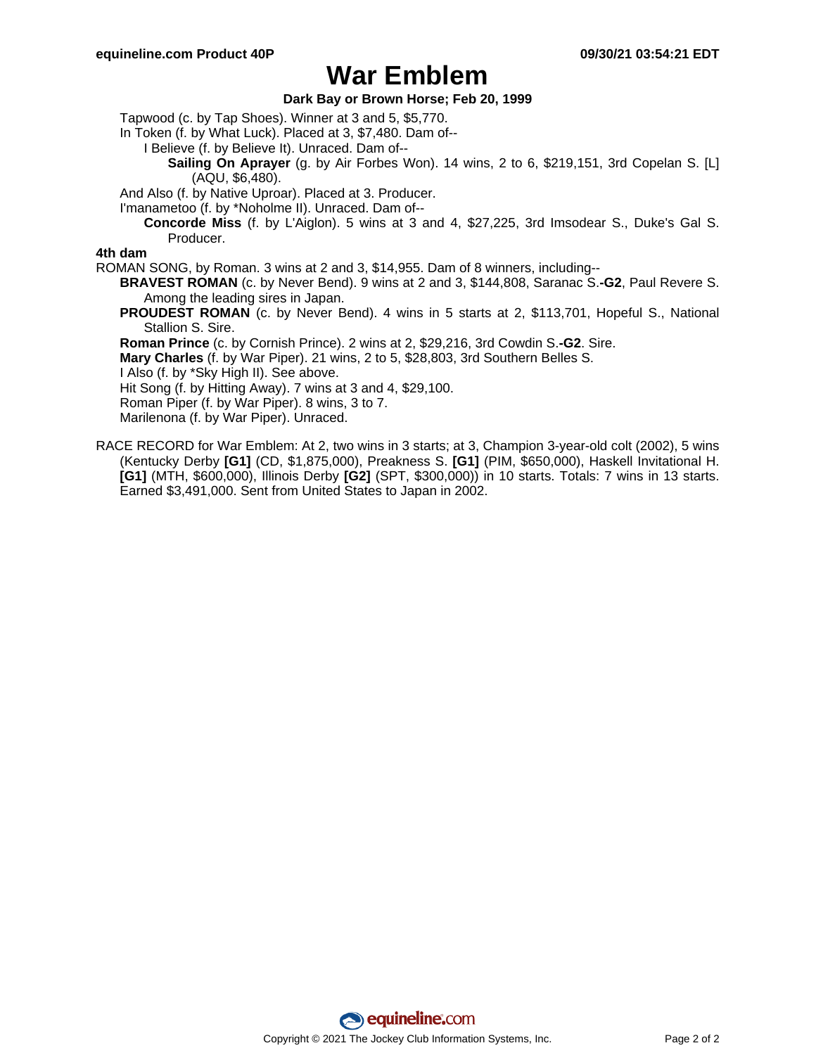# War Emblem

**Dark Bay or Brown Horse; Feb 20, 1999**

Tapwood (c. by Tap Shoes). Winner at 3 and 5, $5,770.

In Token (f. by What Luck). Placed at 3, $7,480. Dam of--

I Believe (f. by Believe It). Unraced. Dam of--

**Sailing On Aprayer** (g. by Air Forbes Won). 14 wins, 2 to 6, $219,151, 3rd Copelan S. [L] (AQU, $6,480).

And Also (f. by Native Uproar). Placed at 3. Producer.

I'manametoo (f. by *Noholme II). Unraced. Dam of--

**Concorde Miss** (f. by L'Aiglon). 5 wins at 3 and 4, $27,225, 3rd Imsodear S., Duke's Gal S. Producer.

**4th dam**

ROMAN SONG, by Roman. 3 wins at 2 and 3, $14,955. Dam of 8 winners, including--

**BRAVEST ROMAN** (c. by Never Bend). 9 wins at 2 and 3, $144,808, Saranac S.**-G2**, Paul Revere S. Among the leading sires in Japan.

**PROUDEST ROMAN** (c. by Never Bend). 4 wins in 5 starts at 2, $113,701, Hopeful S., National Stallion S. Sire.

**Roman Prince** (c. by Cornish Prince). 2 wins at 2, $29,216, 3rd Cowdin S.**-G2**. Sire.

**Mary Charles** (f. by War Piper). 21 wins, 2 to 5, $28,803, 3rd Southern Belles S.

I Also (f. by *Sky High II). See above.

Hit Song (f. by Hitting Away). 7 wins at 3 and 4, $29,100.

Roman Piper (f. by War Piper). 8 wins, 3 to 7.

Marilenona (f. by War Piper). Unraced.

RACE RECORD for War Emblem: At 2, two wins in 3 starts; at 3, Champion 3-year-old colt (2002), 5 wins (Kentucky Derby **[G1]** (CD, $1,875,000), Preakness S. **[G1]** (PIM, $650,000), Haskell Invitational H. **[G1]** (MTH, $600,000), Illinois Derby **[G2]** (SPT, $300,000)) in 10 starts. Totals: 7 wins in 13 starts. Earned $3,491,000. Sent from United States to Japan in 2002.